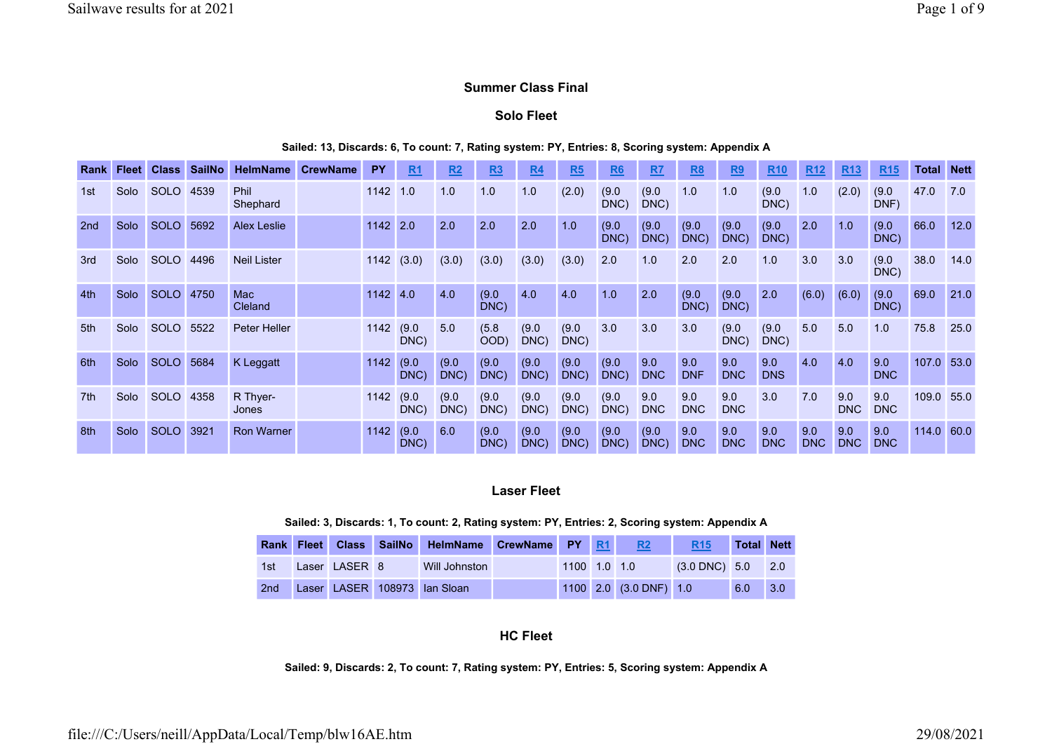## Summer Class Final

### Solo Fleet

**Sailed: 13, Discards: 6, To count: 7, Rating system: PY, Entries: 8, Scoring system: Appendix A**

| Rank | Fleet | Class | SailNo | HelmName | CrewName | PY | R1 | R2 | R3 | R4 | R5 | R6 | R7 | R8 | R9 | R10 | R12 | R13 | R15 | Total | Nett |
|---|---|---|---|---|---|---|---|---|---|---|---|---|---|---|---|---|---|---|---|---|---|
| 1st | Solo | SOLO | 4539 | Phil Shephard | | 1142 | 1.0 | 1.0 | 1.0 | 1.0 | (2.0) | (9.0 DNC) | (9.0 DNC) | 1.0 | 1.0 | (9.0 DNC) | 1.0 | (2.0) | (9.0 DNF) | 47.0 | 7.0 |
| 2nd | Solo | SOLO | 5692 | Alex Leslie | | 1142 | 2.0 | 2.0 | 2.0 | 2.0 | 1.0 | (9.0 DNC) | (9.0 DNC) | (9.0 DNC) | (9.0 DNC) | (9.0 DNC) | 2.0 | 1.0 | (9.0 DNC) | 66.0 | 12.0 |
| 3rd | Solo | SOLO | 4496 | Neil Lister | | 1142 | (3.0) | (3.0) | (3.0) | (3.0) | (3.0) | 2.0 | 1.0 | 2.0 | 2.0 | 1.0 | 3.0 | 3.0 | (9.0 DNC) | 38.0 | 14.0 |
| 4th | Solo | SOLO | 4750 | Mac Cleland | | 1142 | 4.0 | 4.0 | (9.0 DNC) | 4.0 | 4.0 | 1.0 | 2.0 | (9.0 DNC) | (9.0 DNC) | 2.0 | (6.0) | (6.0) | (9.0 DNC) | 69.0 | 21.0 |
| 5th | Solo | SOLO | 5522 | Peter Heller | | 1142 | (9.0 DNC) | 5.0 | (5.8 OOD) | (9.0 DNC) | (9.0 DNC) | 3.0 | 3.0 | 3.0 | (9.0 DNC) | (9.0 DNC) | 5.0 | 5.0 | 1.0 | 75.8 | 25.0 |
| 6th | Solo | SOLO | 5684 | K Leggatt | | 1142 | (9.0 DNC) | (9.0 DNC) | (9.0 DNC) | (9.0 DNC) | (9.0 DNC) | (9.0 DNC) | 9.0 DNC | 9.0 DNF | 9.0 DNC | 9.0 DNS | 4.0 | 4.0 | 9.0 DNC | 107.0 | 53.0 |
| 7th | Solo | SOLO | 4358 | R Thyer-Jones | | 1142 | (9.0 DNC) | (9.0 DNC) | (9.0 DNC) | (9.0 DNC) | (9.0 DNC) | (9.0 DNC) | 9.0 DNC | 9.0 DNC | 9.0 DNC | 3.0 | 7.0 | 9.0 DNC | 9.0 DNC | 109.0 | 55.0 |
| 8th | Solo | SOLO | 3921 | Ron Warner | | 1142 | (9.0 DNC) | 6.0 | (9.0 DNC) | (9.0 DNC) | (9.0 DNC) | (9.0 DNC) | (9.0 DNC) | 9.0 DNC | 9.0 DNC | 9.0 DNC | 9.0 DNC | 9.0 DNC | 9.0 DNC | 114.0 | 60.0 |

### Laser Fleet

**Sailed: 3, Discards: 1, To count: 2, Rating system: PY, Entries: 2, Scoring system: Appendix A**

| Rank | Fleet | Class | SailNo | HelmName | CrewName | PY | R1 | R2 | R15 | Total | Nett |
|---|---|---|---|---|---|---|---|---|---|---|---|
| 1st | Laser | LASER | 8 | Will Johnston | | 1100 | 1.0 | 1.0 | (3.0 DNC) | 5.0 | 2.0 |
| 2nd | Laser | LASER | 108973 | Ian Sloan | | 1100 | 2.0 | (3.0 DNF) | 1.0 | 6.0 | 3.0 |

### HC Fleet

**Sailed: 9, Discards: 2, To count: 7, Rating system: PY, Entries: 5, Scoring system: Appendix A**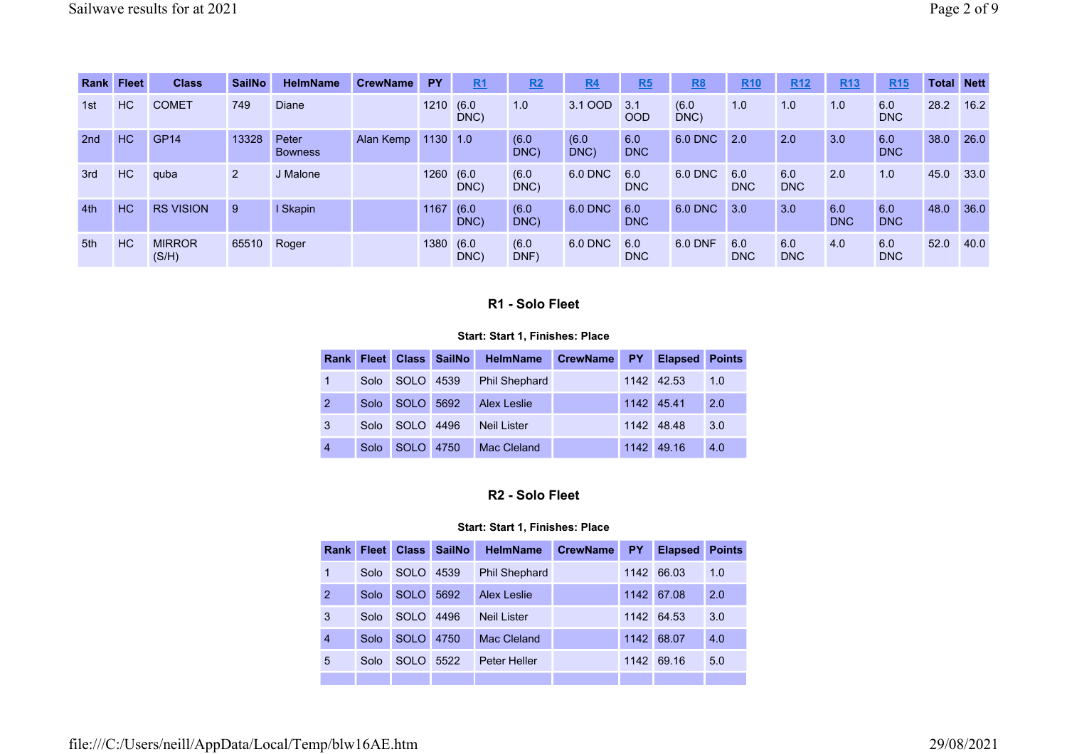| Rank | Fleet | Class | SailNo | HelmName | CrewName | PY | R1 | R2 | R4 | R5 | R8 | R10 | R12 | R13 | R15 | Total | Nett |
|---|---|---|---|---|---|---|---|---|---|---|---|---|---|---|---|---|---|
| 1st | HC | COMET | 749 | Diane | | 1210 | (6.0 DNC) | 1.0 | 3.1 OOD | 3.1 OOD | (6.0 DNC) | 1.0 | 1.0 | 1.0 | 6.0 DNC | 28.2 | 16.2 |
| 2nd | HC | GP14 | 13328 | Peter Bowness | Alan Kemp | 1130 | 1.0 | (6.0 DNC) | (6.0 DNC) | 6.0 DNC | 6.0 DNC | 2.0 | 2.0 | 3.0 | 6.0 DNC | 38.0 | 26.0 |
| 3rd | HC | quba | 2 | J Malone | | 1260 | (6.0 DNC) | (6.0 DNC) | 6.0 DNC | 6.0 DNC | 6.0 DNC | 6.0 DNC | 6.0 DNC | 2.0 | 1.0 | 45.0 | 33.0 |
| 4th | HC | RS VISION | 9 | I Skapin | | 1167 | (6.0 DNC) | (6.0 DNC) | 6.0 DNC | 6.0 DNC | 6.0 DNC | 3.0 | 3.0 | 6.0 DNC | 6.0 DNC | 48.0 | 36.0 |
| 5th | HC | MIRROR (S/H) | 65510 | Roger | | 1380 | (6.0 DNC) | (6.0 DNF) | 6.0 DNC | 6.0 DNC | 6.0 DNF | 6.0 DNC | 6.0 DNC | 4.0 | 6.0 DNC | 52.0 | 40.0 |

### R1 - Solo Fleet

**Start: Start 1, Finishes: Place**

| Rank | Fleet | Class | SailNo | HelmName | CrewName | PY | Elapsed | Points |
|---|---|---|---|---|---|---|---|---|
| 1 | Solo | SOLO | 4539 | Phil Shephard | | 1142 | 42.53 | 1.0 |
| 2 | Solo | SOLO | 5692 | Alex Leslie | | 1142 | 45.41 | 2.0 |
| 3 | Solo | SOLO | 4496 | Neil Lister | | 1142 | 48.48 | 3.0 |
| 4 | Solo | SOLO | 4750 | Mac Cleland | | 1142 | 49.16 | 4.0 |

### R2 - Solo Fleet

**Start: Start 1, Finishes: Place**

| Rank | Fleet | Class | SailNo | HelmName | CrewName | PY | Elapsed | Points |
|---|---|---|---|---|---|---|---|---|
| 1 | Solo | SOLO | 4539 | Phil Shephard | | 1142 | 66.03 | 1.0 |
| 2 | Solo | SOLO | 5692 | Alex Leslie | | 1142 | 67.08 | 2.0 |
| 3 | Solo | SOLO | 4496 | Neil Lister | | 1142 | 64.53 | 3.0 |
| 4 | Solo | SOLO | 4750 | Mac Cleland | | 1142 | 68.07 | 4.0 |
| 5 | Solo | SOLO | 5522 | Peter Heller | | 1142 | 69.16 | 5.0 |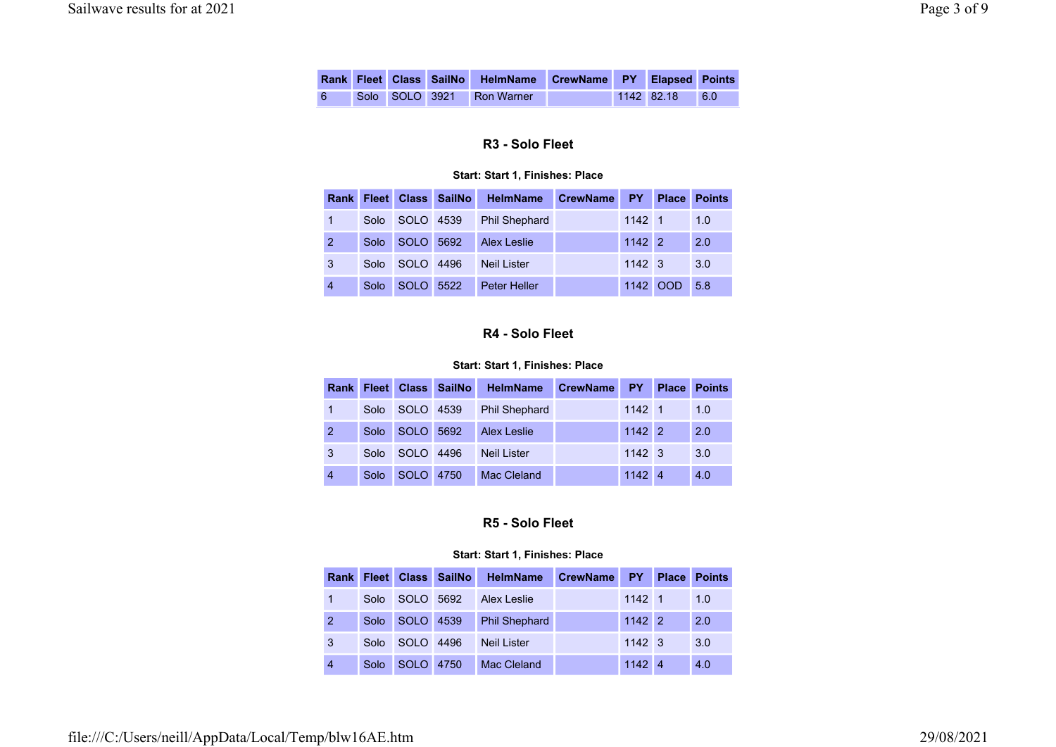| Rank | Fleet | Class | SailNo | HelmName | CrewName | PY | Elapsed | Points |
|---|---|---|---|---|---|---|---|---|
| 6 | Solo | SOLO | 3921 | Ron Warner | | 1142 | 82.18 | 6.0 |

### R3 - Solo Fleet

**Start: Start 1, Finishes: Place**

| Rank | Fleet | Class | SailNo | HelmName | CrewName | PY | Place | Points |
|---|---|---|---|---|---|---|---|---|
| 1 | Solo | SOLO | 4539 | Phil Shephard | | 1142 | 1 | 1.0 |
| 2 | Solo | SOLO | 5692 | Alex Leslie | | 1142 | 2 | 2.0 |
| 3 | Solo | SOLO | 4496 | Neil Lister | | 1142 | 3 | 3.0 |
| 4 | Solo | SOLO | 5522 | Peter Heller | | 1142 | OOD | 5.8 |

### R4 - Solo Fleet

**Start: Start 1, Finishes: Place**

| Rank | Fleet | Class | SailNo | HelmName | CrewName | PY | Place | Points |
|---|---|---|---|---|---|---|---|---|
| 1 | Solo | SOLO | 4539 | Phil Shephard | | 1142 | 1 | 1.0 |
| 2 | Solo | SOLO | 5692 | Alex Leslie | | 1142 | 2 | 2.0 |
| 3 | Solo | SOLO | 4496 | Neil Lister | | 1142 | 3 | 3.0 |
| 4 | Solo | SOLO | 4750 | Mac Cleland | | 1142 | 4 | 4.0 |

### R5 - Solo Fleet

**Start: Start 1, Finishes: Place**

| Rank | Fleet | Class | SailNo | HelmName | CrewName | PY | Place | Points |
|---|---|---|---|---|---|---|---|---|
| 1 | Solo | SOLO | 5692 | Alex Leslie | | 1142 | 1 | 1.0 |
| 2 | Solo | SOLO | 4539 | Phil Shephard | | 1142 | 2 | 2.0 |
| 3 | Solo | SOLO | 4496 | Neil Lister | | 1142 | 3 | 3.0 |
| 4 | Solo | SOLO | 4750 | Mac Cleland | | 1142 | 4 | 4.0 |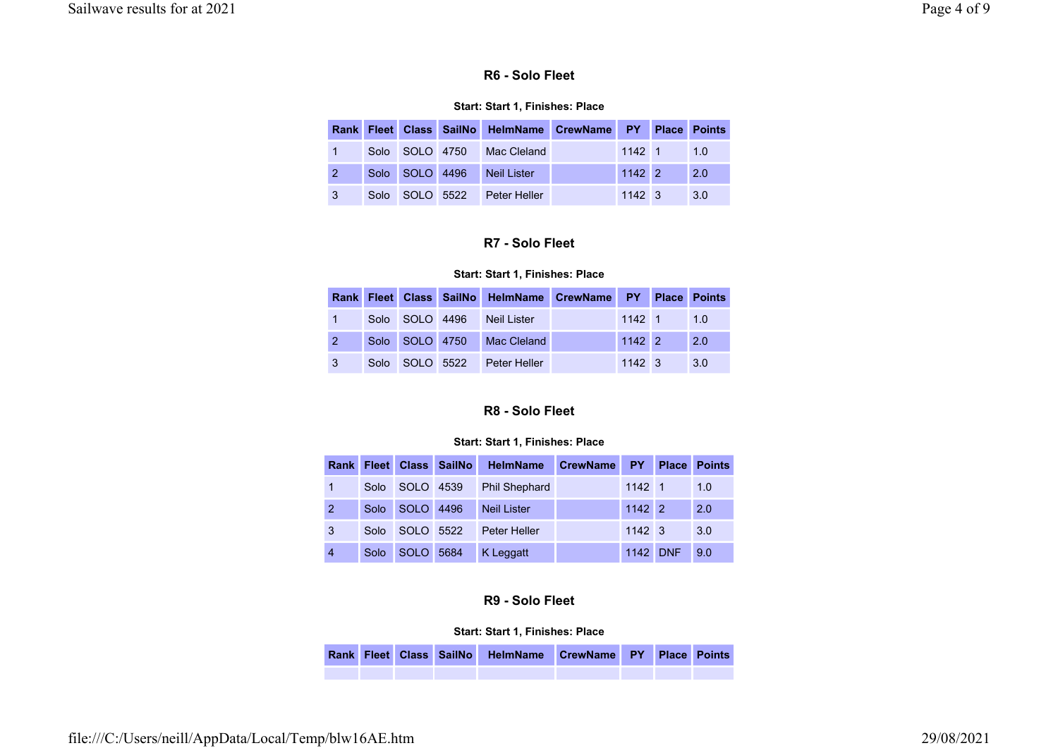### R6 - Solo Fleet

**Start: Start 1, Finishes: Place**

| Rank | Fleet | Class | SailNo | HelmName | CrewName | PY | Place | Points |
|---|---|---|---|---|---|---|---|---|
| 1 | Solo | SOLO | 4750 | Mac Cleland | | 1142 | 1 | 1.0 |
| 2 | Solo | SOLO | 4496 | Neil Lister | | 1142 | 2 | 2.0 |
| 3 | Solo | SOLO | 5522 | Peter Heller | | 1142 | 3 | 3.0 |

### R7 - Solo Fleet

**Start: Start 1, Finishes: Place**

| Rank | Fleet | Class | SailNo | HelmName | CrewName | PY | Place | Points |
|---|---|---|---|---|---|---|---|---|
| 1 | Solo | SOLO | 4496 | Neil Lister | | 1142 | 1 | 1.0 |
| 2 | Solo | SOLO | 4750 | Mac Cleland | | 1142 | 2 | 2.0 |
| 3 | Solo | SOLO | 5522 | Peter Heller | | 1142 | 3 | 3.0 |

### R8 - Solo Fleet

**Start: Start 1, Finishes: Place**

| Rank | Fleet | Class | SailNo | HelmName | CrewName | PY | Place | Points |
|---|---|---|---|---|---|---|---|---|
| 1 | Solo | SOLO | 4539 | Phil Shephard | | 1142 | 1 | 1.0 |
| 2 | Solo | SOLO | 4496 | Neil Lister | | 1142 | 2 | 2.0 |
| 3 | Solo | SOLO | 5522 | Peter Heller | | 1142 | 3 | 3.0 |
| 4 | Solo | SOLO | 5684 | K Leggatt | | 1142 | DNF | 9.0 |

### R9 - Solo Fleet

**Start: Start 1, Finishes: Place**

| Rank | Fleet | Class | SailNo | HelmName | CrewName | PY | Place | Points |
|---|---|---|---|---|---|---|---|---|
| | | | | | | | | |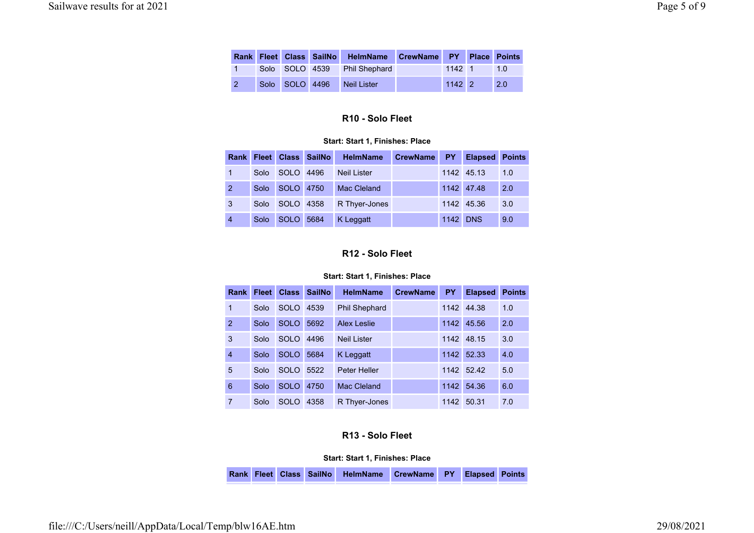| Rank | Fleet | Class | SailNo | HelmName | CrewName | PY | Place | Points |
|---|---|---|---|---|---|---|---|---|
| 1 | Solo | SOLO | 4539 | Phil Shephard | | 1142 | 1 | 1.0 |
| 2 | Solo | SOLO | 4496 | Neil Lister | | 1142 | 2 | 2.0 |

### R10 - Solo Fleet

**Start: Start 1, Finishes: Place**

| Rank | Fleet | Class | SailNo | HelmName | CrewName | PY | Elapsed | Points |
|---|---|---|---|---|---|---|---|---|
| 1 | Solo | SOLO | 4496 | Neil Lister | | 1142 | 45.13 | 1.0 |
| 2 | Solo | SOLO | 4750 | Mac Cleland | | 1142 | 47.48 | 2.0 |
| 3 | Solo | SOLO | 4358 | R Thyer-Jones | | 1142 | 45.36 | 3.0 |
| 4 | Solo | SOLO | 5684 | K Leggatt | | 1142 | DNS | 9.0 |

### R12 - Solo Fleet

**Start: Start 1, Finishes: Place**

| Rank | Fleet | Class | SailNo | HelmName | CrewName | PY | Elapsed | Points |
|---|---|---|---|---|---|---|---|---|
| 1 | Solo | SOLO | 4539 | Phil Shephard | | 1142 | 44.38 | 1.0 |
| 2 | Solo | SOLO | 5692 | Alex Leslie | | 1142 | 45.56 | 2.0 |
| 3 | Solo | SOLO | 4496 | Neil Lister | | 1142 | 48.15 | 3.0 |
| 4 | Solo | SOLO | 5684 | K Leggatt | | 1142 | 52.33 | 4.0 |
| 5 | Solo | SOLO | 5522 | Peter Heller | | 1142 | 52.42 | 5.0 |
| 6 | Solo | SOLO | 4750 | Mac Cleland | | 1142 | 54.36 | 6.0 |
| 7 | Solo | SOLO | 4358 | R Thyer-Jones | | 1142 | 50.31 | 7.0 |

### R13 - Solo Fleet

**Start: Start 1, Finishes: Place**

| Rank | Fleet | Class | SailNo | HelmName | CrewName | PY | Elapsed | Points |
|---|---|---|---|---|---|---|---|---|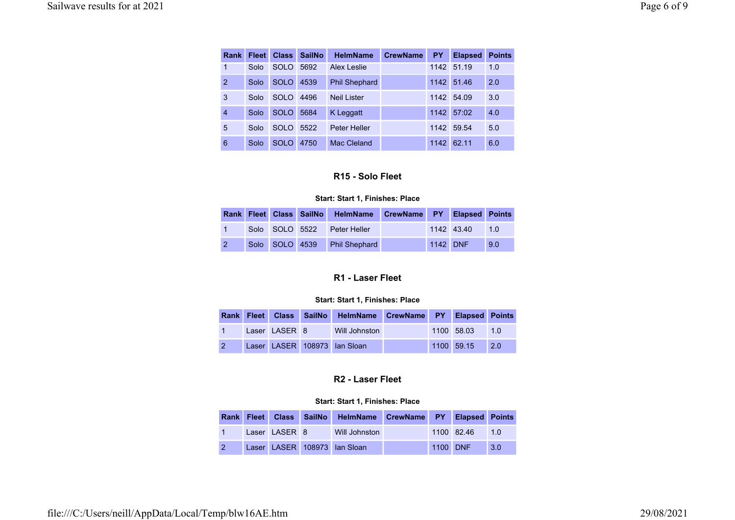| Rank | Fleet | Class | SailNo | HelmName | CrewName | PY | Elapsed | Points |
|---|---|---|---|---|---|---|---|---|
| 1 | Solo | SOLO | 5692 | Alex Leslie | | 1142 | 51.19 | 1.0 |
| 2 | Solo | SOLO | 4539 | Phil Shephard | | 1142 | 51.46 | 2.0 |
| 3 | Solo | SOLO | 4496 | Neil Lister | | 1142 | 54.09 | 3.0 |
| 4 | Solo | SOLO | 5684 | K Leggatt | | 1142 | 57:02 | 4.0 |
| 5 | Solo | SOLO | 5522 | Peter Heller | | 1142 | 59.54 | 5.0 |
| 6 | Solo | SOLO | 4750 | Mac Cleland | | 1142 | 62.11 | 6.0 |

### R15 - Solo Fleet

**Start: Start 1, Finishes: Place**

| Rank | Fleet | Class | SailNo | HelmName | CrewName | PY | Elapsed | Points |
|---|---|---|---|---|---|---|---|---|
| 1 | Solo | SOLO | 5522 | Peter Heller | | 1142 | 43.40 | 1.0 |
| 2 | Solo | SOLO | 4539 | Phil Shephard | | 1142 | DNF | 9.0 |

### R1 - Laser Fleet

**Start: Start 1, Finishes: Place**

| Rank | Fleet | Class | SailNo | HelmName | CrewName | PY | Elapsed | Points |
|---|---|---|---|---|---|---|---|---|
| 1 | Laser | LASER | 8 | Will Johnston | | 1100 | 58.03 | 1.0 |
| 2 | Laser | LASER | 108973 | Ian Sloan | | 1100 | 59.15 | 2.0 |

### R2 - Laser Fleet

**Start: Start 1, Finishes: Place**

| Rank | Fleet | Class | SailNo | HelmName | CrewName | PY | Elapsed | Points |
|---|---|---|---|---|---|---|---|---|
| 1 | Laser | LASER | 8 | Will Johnston | | 1100 | 82.46 | 1.0 |
| 2 | Laser | LASER | 108973 | Ian Sloan | | 1100 | DNF | 3.0 |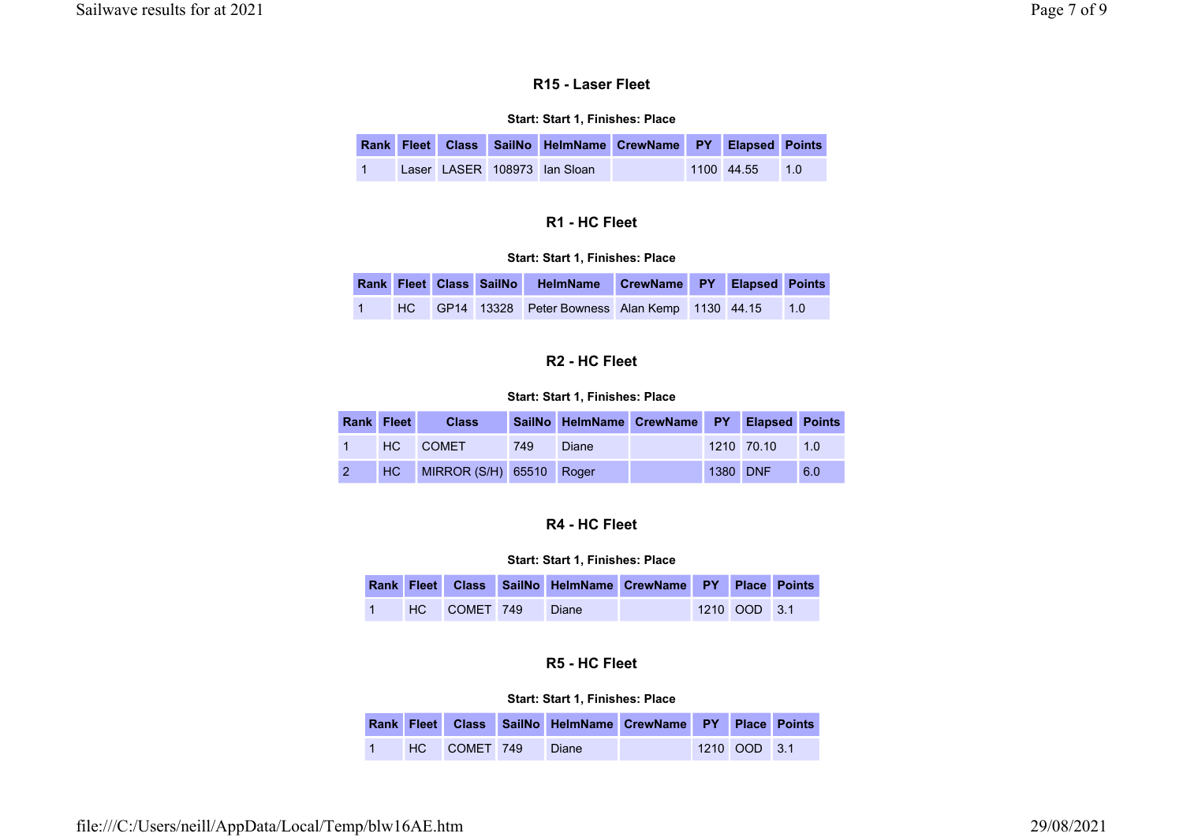### R15 - Laser Fleet

**Start: Start 1, Finishes: Place**

| Rank | Fleet | Class | SailNo | HelmName | CrewName | PY | Elapsed | Points |
|---|---|---|---|---|---|---|---|---|
| 1 | Laser | LASER | 108973 | Ian Sloan | | 1100 | 44.55 | 1.0 |

### R1 - HC Fleet

**Start: Start 1, Finishes: Place**

| Rank | Fleet | Class | SailNo | HelmName | CrewName | PY | Elapsed | Points |
|---|---|---|---|---|---|---|---|---|
| 1 | HC | GP14 | 13328 | Peter Bowness | Alan Kemp | 1130 | 44.15 | 1.0 |

### R2 - HC Fleet

**Start: Start 1, Finishes: Place**

| Rank | Fleet | Class | SailNo | HelmName | CrewName | PY | Elapsed | Points |
|---|---|---|---|---|---|---|---|---|
| 1 | HC | COMET | 749 | Diane | | 1210 | 70.10 | 1.0 |
| 2 | HC | MIRROR (S/H) | 65510 | Roger | | 1380 | DNF | 6.0 |

### R4 - HC Fleet

**Start: Start 1, Finishes: Place**

| Rank | Fleet | Class | SailNo | HelmName | CrewName | PY | Place | Points |
|---|---|---|---|---|---|---|---|---|
| 1 | HC | COMET | 749 | Diane | | 1210 | OOD | 3.1 |

### R5 - HC Fleet

**Start: Start 1, Finishes: Place**

| Rank | Fleet | Class | SailNo | HelmName | CrewName | PY | Place | Points |
|---|---|---|---|---|---|---|---|---|
| 1 | HC | COMET | 749 | Diane | | 1210 | OOD | 3.1 |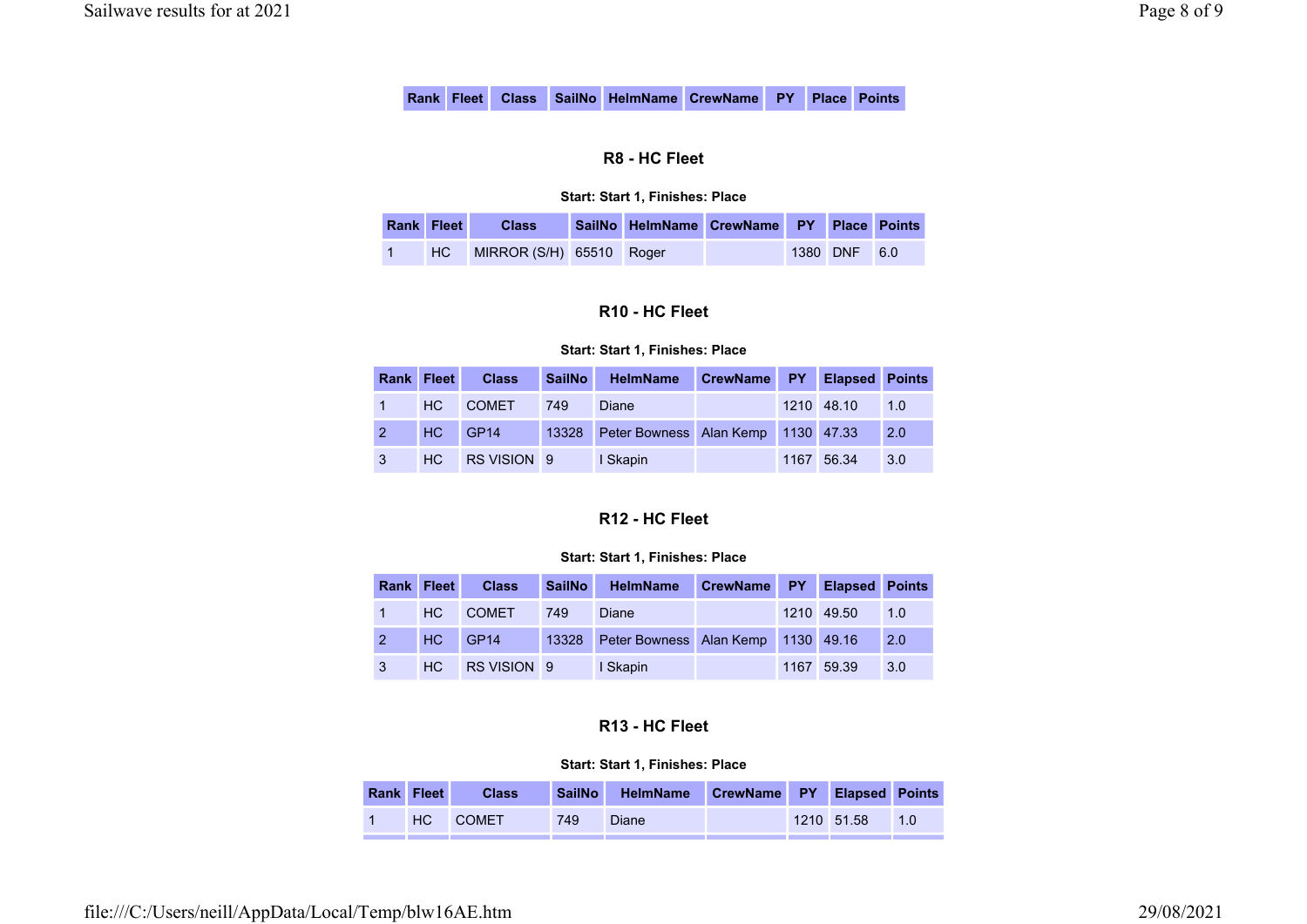| Rank | Fleet | Class | SailNo | HelmName | CrewName | PY | Place | Points |
|---|---|---|---|---|---|---|---|---|

### R8 - HC Fleet

**Start: Start 1, Finishes: Place**

| Rank | Fleet | Class | SailNo | HelmName | CrewName | PY | Place | Points |
|---|---|---|---|---|---|---|---|---|
| 1 | HC | MIRROR (S/H) | 65510 | Roger | | 1380 | DNF | 6.0 |

### R10 - HC Fleet

**Start: Start 1, Finishes: Place**

| Rank | Fleet | Class | SailNo | HelmName | CrewName | PY | Elapsed | Points |
|---|---|---|---|---|---|---|---|---|
| 1 | HC | COMET | 749 | Diane | | 1210 | 48.10 | 1.0 |
| 2 | HC | GP14 | 13328 | Peter Bowness | Alan Kemp | 1130 | 47.33 | 2.0 |
| 3 | HC | RS VISION | 9 | I Skapin | | 1167 | 56.34 | 3.0 |

### R12 - HC Fleet

**Start: Start 1, Finishes: Place**

| Rank | Fleet | Class | SailNo | HelmName | CrewName | PY | Elapsed | Points |
|---|---|---|---|---|---|---|---|---|
| 1 | HC | COMET | 749 | Diane | | 1210 | 49.50 | 1.0 |
| 2 | HC | GP14 | 13328 | Peter Bowness | Alan Kemp | 1130 | 49.16 | 2.0 |
| 3 | HC | RS VISION | 9 | I Skapin | | 1167 | 59.39 | 3.0 |

### R13 - HC Fleet

**Start: Start 1, Finishes: Place**

| Rank | Fleet | Class | SailNo | HelmName | CrewName | PY | Elapsed | Points |
|---|---|---|---|---|---|---|---|---|
| 1 | HC | COMET | 749 | Diane | | 1210 | 51.58 | 1.0 |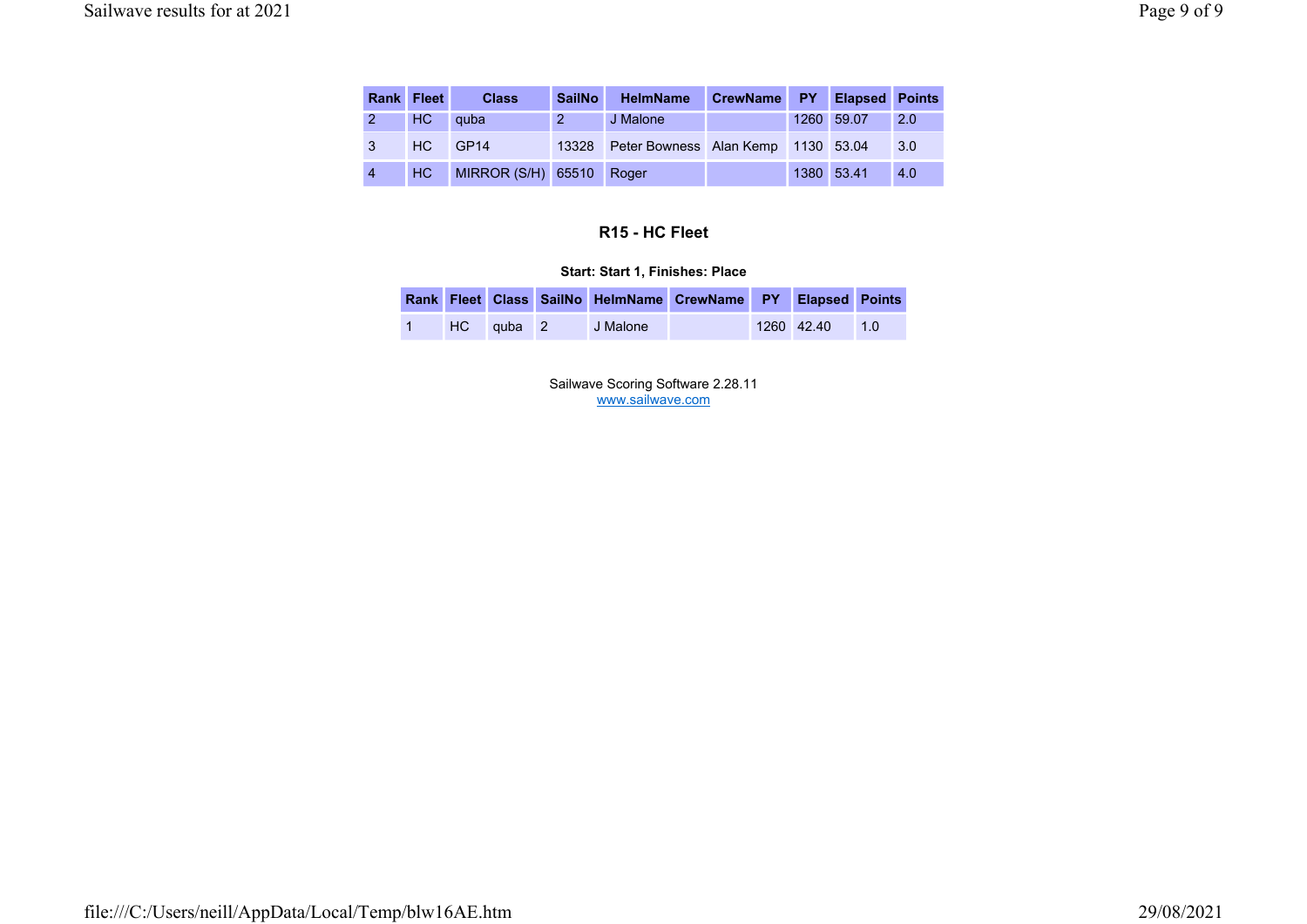| Rank | Fleet | Class | SailNo | HelmName | CrewName | PY | Elapsed | Points |
|---|---|---|---|---|---|---|---|---|
| 2 | HC | quba | 2 | J Malone | | 1260 | 59.07 | 2.0 |
| 3 | HC | GP14 | 13328 | Peter Bowness | Alan Kemp | 1130 | 53.04 | 3.0 |
| 4 | HC | MIRROR (S/H) | 65510 | Roger | | 1380 | 53.41 | 4.0 |

### R15 - HC Fleet

**Start: Start 1, Finishes: Place**

| Rank | Fleet | Class | SailNo | HelmName | CrewName | PY | Elapsed | Points |
|---|---|---|---|---|---|---|---|---|
| 1 | HC | quba | 2 | J Malone | | 1260 | 42.40 | 1.0 |

Sailwave Scoring Software 2.28.11
[www.sailwave.com](http://www.sailwave.com)